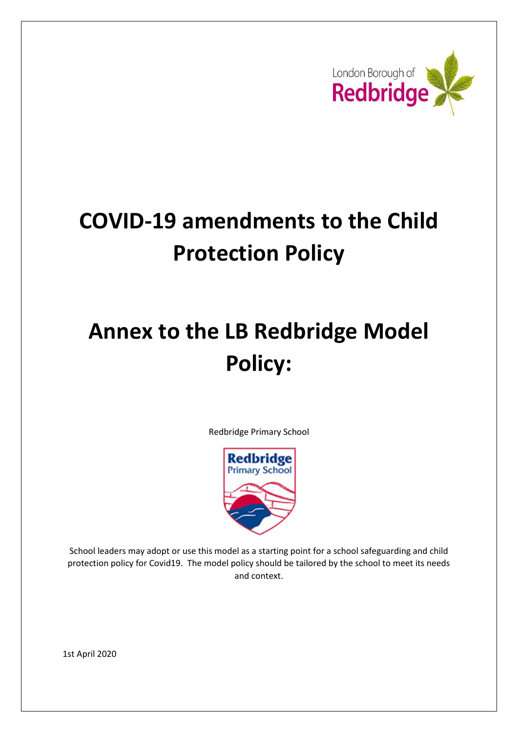London Borough of Redbridge

# COVID-19 amendments to the Child Protection Policy

# Annex to the LB Redbridge Model Policy:

Redbridge Primary School

Redbridge Primary School

School leaders may adopt or use this model as a starting point for a school safeguarding and child protection policy for Covid19. The model policy should be tailored by the school to meet its needs and context.

1st April 2020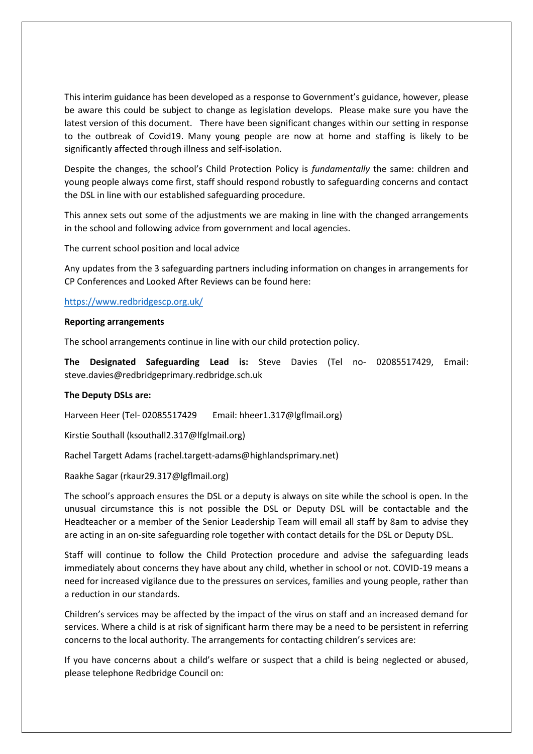This interim guidance has been developed as a response to Government's guidance, however, please be aware this could be subject to change as legislation develops. Please make sure you have the latest version of this document. There have been significant changes within our setting in response to the outbreak of Covid19. Many young people are now at home and staffing is likely to be significantly affected through illness and self-isolation.

Despite the changes, the school's Child Protection Policy is *fundamentally* the same: children and young people always come first, staff should respond robustly to safeguarding concerns and contact the DSL in line with our established safeguarding procedure.

This annex sets out some of the adjustments we are making in line with the changed arrangements in the school and following advice from government and local agencies.

The current school position and local advice

Any updates from the 3 safeguarding partners including information on changes in arrangements for CP Conferences and Looked After Reviews can be found here:

https://www.redbridgescp.org.uk/

**Reporting arrangements**

The school arrangements continue in line with our child protection policy.

**The Designated Safeguarding Lead is:** Steve Davies (Tel no- 02085517429, Email: steve.davies@redbridgeprimary.redbridge.sch.uk

**The Deputy DSLs are:**

Harveen Heer (Tel- 02085517429 Email: hheer1.317@lgflmail.org)

Kirstie Southall (ksouthall2.317@lfglmail.org)

Rachel Targett Adams (rachel.targett-adams@highlandsprimary.net)

Raakhe Sagar (rkaur29.317@lgflmail.org)

The school's approach ensures the DSL or a deputy is always on site while the school is open. In the unusual circumstance this is not possible the DSL or Deputy DSL will be contactable and the Headteacher or a member of the Senior Leadership Team will email all staff by 8am to advise they are acting in an on-site safeguarding role together with contact details for the DSL or Deputy DSL.

Staff will continue to follow the Child Protection procedure and advise the safeguarding leads immediately about concerns they have about any child, whether in school or not. COVID-19 means a need for increased vigilance due to the pressures on services, families and young people, rather than a reduction in our standards.

Children's services may be affected by the impact of the virus on staff and an increased demand for services. Where a child is at risk of significant harm there may be a need to be persistent in referring concerns to the local authority. The arrangements for contacting children's services are:

If you have concerns about a child's welfare or suspect that a child is being neglected or abused, please telephone Redbridge Council on: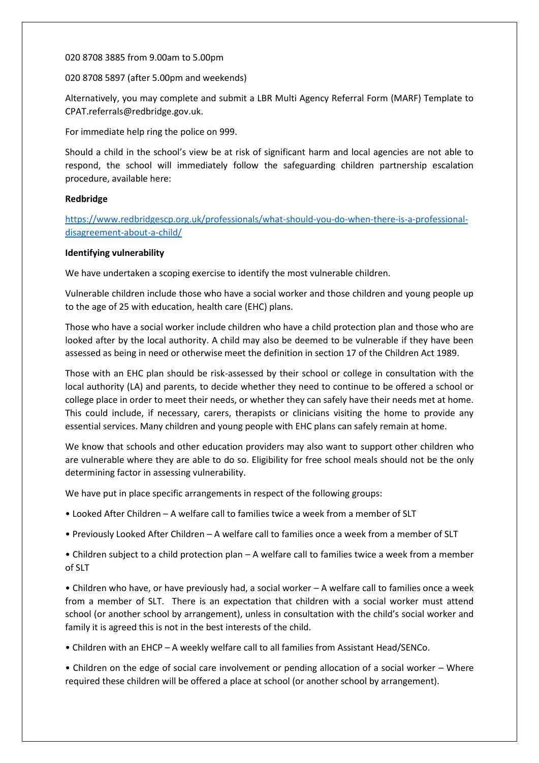020 8708 3885 from 9.00am to 5.00pm

020 8708 5897 (after 5.00pm and weekends)

Alternatively, you may complete and submit a LBR Multi Agency Referral Form (MARF) Template to CPAT.referrals@redbridge.gov.uk.

For immediate help ring the police on 999.

Should a child in the school's view be at risk of significant harm and local agencies are not able to respond, the school will immediately follow the safeguarding children partnership escalation procedure, available here:

**Redbridge**

[https://www.redbridgescp.org.uk/professionals/what-should-you-do-when-there-is-a-professional-disagreement-about-a-child/](https://www.redbridgescp.org.uk/professionals/what-should-you-do-when-there-is-a-professional-disagreement-about-a-child/)

**Identifying vulnerability**

We have undertaken a scoping exercise to identify the most vulnerable children.

Vulnerable children include those who have a social worker and those children and young people up to the age of 25 with education, health care (EHC) plans.

Those who have a social worker include children who have a child protection plan and those who are looked after by the local authority. A child may also be deemed to be vulnerable if they have been assessed as being in need or otherwise meet the definition in section 17 of the Children Act 1989.

Those with an EHC plan should be risk-assessed by their school or college in consultation with the local authority (LA) and parents, to decide whether they need to continue to be offered a school or college place in order to meet their needs, or whether they can safely have their needs met at home. This could include, if necessary, carers, therapists or clinicians visiting the home to provide any essential services. Many children and young people with EHC plans can safely remain at home.

We know that schools and other education providers may also want to support other children who are vulnerable where they are able to do so. Eligibility for free school meals should not be the only determining factor in assessing vulnerability.

We have put in place specific arrangements in respect of the following groups:

- Looked After Children – A welfare call to families twice a week from a member of SLT
- Previously Looked After Children – A welfare call to families once a week from a member of SLT
- Children subject to a child protection plan – A welfare call to families twice a week from a member of SLT
- Children who have, or have previously had, a social worker – A welfare call to families once a week from a member of SLT. There is an expectation that children with a social worker must attend school (or another school by arrangement), unless in consultation with the child's social worker and family it is agreed this is not in the best interests of the child.
- Children with an EHCP – A weekly welfare call to all families from Assistant Head/SENCo.
- Children on the edge of social care involvement or pending allocation of a social worker – Where required these children will be offered a place at school (or another school by arrangement).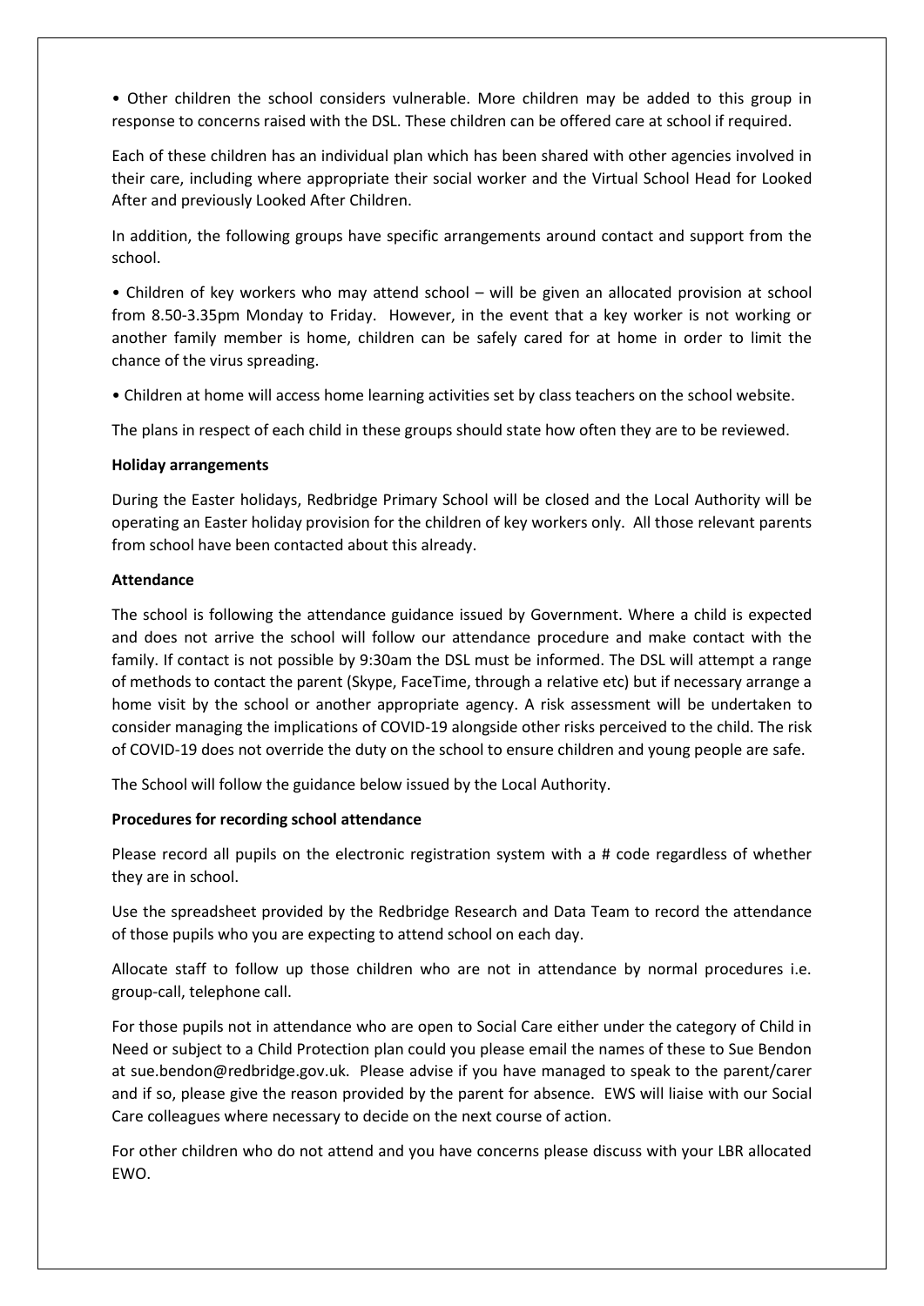- Other children the school considers vulnerable. More children may be added to this group in response to concerns raised with the DSL. These children can be offered care at school if required.

Each of these children has an individual plan which has been shared with other agencies involved in their care, including where appropriate their social worker and the Virtual School Head for Looked After and previously Looked After Children.

In addition, the following groups have specific arrangements around contact and support from the school.

- Children of key workers who may attend school – will be given an allocated provision at school from 8.50-3.35pm Monday to Friday. However, in the event that a key worker is not working or another family member is home, children can be safely cared for at home in order to limit the chance of the virus spreading.
- Children at home will access home learning activities set by class teachers on the school website.

The plans in respect of each child in these groups should state how often they are to be reviewed.

**Holiday arrangements**

During the Easter holidays, Redbridge Primary School will be closed and the Local Authority will be operating an Easter holiday provision for the children of key workers only. All those relevant parents from school have been contacted about this already.

**Attendance**

The school is following the attendance guidance issued by Government. Where a child is expected and does not arrive the school will follow our attendance procedure and make contact with the family. If contact is not possible by 9:30am the DSL must be informed. The DSL will attempt a range of methods to contact the parent (Skype, FaceTime, through a relative etc) but if necessary arrange a home visit by the school or another appropriate agency. A risk assessment will be undertaken to consider managing the implications of COVID-19 alongside other risks perceived to the child. The risk of COVID-19 does not override the duty on the school to ensure children and young people are safe.

The School will follow the guidance below issued by the Local Authority.

**Procedures for recording school attendance**

Please record all pupils on the electronic registration system with a # code regardless of whether they are in school.

Use the spreadsheet provided by the Redbridge Research and Data Team to record the attendance of those pupils who you are expecting to attend school on each day.

Allocate staff to follow up those children who are not in attendance by normal procedures i.e. group-call, telephone call.

For those pupils not in attendance who are open to Social Care either under the category of Child in Need or subject to a Child Protection plan could you please email the names of these to Sue Bendon at sue.bendon@redbridge.gov.uk. Please advise if you have managed to speak to the parent/carer and if so, please give the reason provided by the parent for absence. EWS will liaise with our Social Care colleagues where necessary to decide on the next course of action.

For other children who do not attend and you have concerns please discuss with your LBR allocated EWO.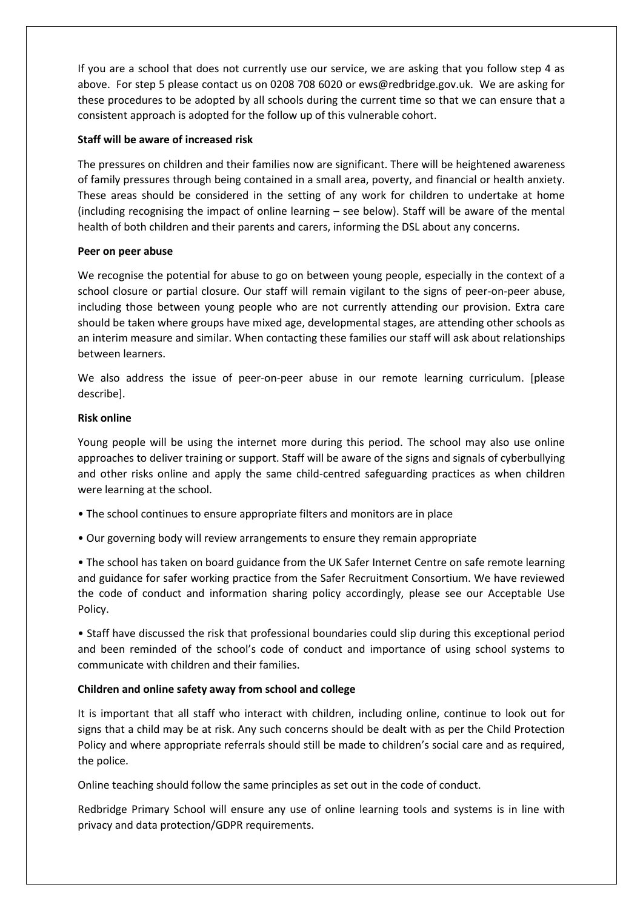If you are a school that does not currently use our service, we are asking that you follow step 4 as above. For step 5 please contact us on 0208 708 6020 or ews@redbridge.gov.uk. We are asking for these procedures to be adopted by all schools during the current time so that we can ensure that a consistent approach is adopted for the follow up of this vulnerable cohort.

**Staff will be aware of increased risk**

The pressures on children and their families now are significant. There will be heightened awareness of family pressures through being contained in a small area, poverty, and financial or health anxiety. These areas should be considered in the setting of any work for children to undertake at home (including recognising the impact of online learning – see below). Staff will be aware of the mental health of both children and their parents and carers, informing the DSL about any concerns.

**Peer on peer abuse**

We recognise the potential for abuse to go on between young people, especially in the context of a school closure or partial closure. Our staff will remain vigilant to the signs of peer-on-peer abuse, including those between young people who are not currently attending our provision. Extra care should be taken where groups have mixed age, developmental stages, are attending other schools as an interim measure and similar. When contacting these families our staff will ask about relationships between learners.

We also address the issue of peer-on-peer abuse in our remote learning curriculum. [please describe].

**Risk online**

Young people will be using the internet more during this period. The school may also use online approaches to deliver training or support. Staff will be aware of the signs and signals of cyberbullying and other risks online and apply the same child-centred safeguarding practices as when children were learning at the school.

- The school continues to ensure appropriate filters and monitors are in place
- Our governing body will review arrangements to ensure they remain appropriate
- The school has taken on board guidance from the UK Safer Internet Centre on safe remote learning and guidance for safer working practice from the Safer Recruitment Consortium. We have reviewed the code of conduct and information sharing policy accordingly, please see our Acceptable Use Policy.
- Staff have discussed the risk that professional boundaries could slip during this exceptional period and been reminded of the school's code of conduct and importance of using school systems to communicate with children and their families.

**Children and online safety away from school and college**

It is important that all staff who interact with children, including online, continue to look out for signs that a child may be at risk. Any such concerns should be dealt with as per the Child Protection Policy and where appropriate referrals should still be made to children's social care and as required, the police.

Online teaching should follow the same principles as set out in the code of conduct.

Redbridge Primary School will ensure any use of online learning tools and systems is in line with privacy and data protection/GDPR requirements.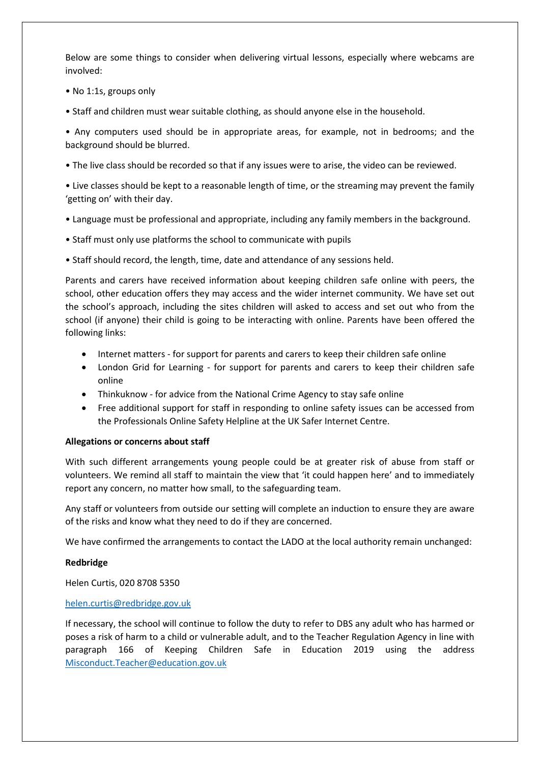Below are some things to consider when delivering virtual lessons, especially where webcams are involved:

• No 1:1s, groups only

• Staff and children must wear suitable clothing, as should anyone else in the household.

• Any computers used should be in appropriate areas, for example, not in bedrooms; and the background should be blurred.

• The live class should be recorded so that if any issues were to arise, the video can be reviewed.

• Live classes should be kept to a reasonable length of time, or the streaming may prevent the family 'getting on' with their day.

• Language must be professional and appropriate, including any family members in the background.

• Staff must only use platforms the school to communicate with pupils

• Staff should record, the length, time, date and attendance of any sessions held.

Parents and carers have received information about keeping children safe online with peers, the school, other education offers they may access and the wider internet community. We have set out the school's approach, including the sites children will asked to access and set out who from the school (if anyone) their child is going to be interacting with online. Parents have been offered the following links:

- Internet matters - for support for parents and carers to keep their children safe online
- London Grid for Learning - for support for parents and carers to keep their children safe online
- Thinkuknow - for advice from the National Crime Agency to stay safe online
- Free additional support for staff in responding to online safety issues can be accessed from the Professionals Online Safety Helpline at the UK Safer Internet Centre.

**Allegations or concerns about staff**

With such different arrangements young people could be at greater risk of abuse from staff or volunteers. We remind all staff to maintain the view that 'it could happen here' and to immediately report any concern, no matter how small, to the safeguarding team.

Any staff or volunteers from outside our setting will complete an induction to ensure they are aware of the risks and know what they need to do if they are concerned.

We have confirmed the arrangements to contact the LADO at the local authority remain unchanged:

**Redbridge**

Helen Curtis, 020 8708 5350

helen.curtis@redbridge.gov.uk

If necessary, the school will continue to follow the duty to refer to DBS any adult who has harmed or poses a risk of harm to a child or vulnerable adult, and to the Teacher Regulation Agency in line with paragraph 166 of Keeping Children Safe in Education 2019 using the address Misconduct.Teacher@education.gov.uk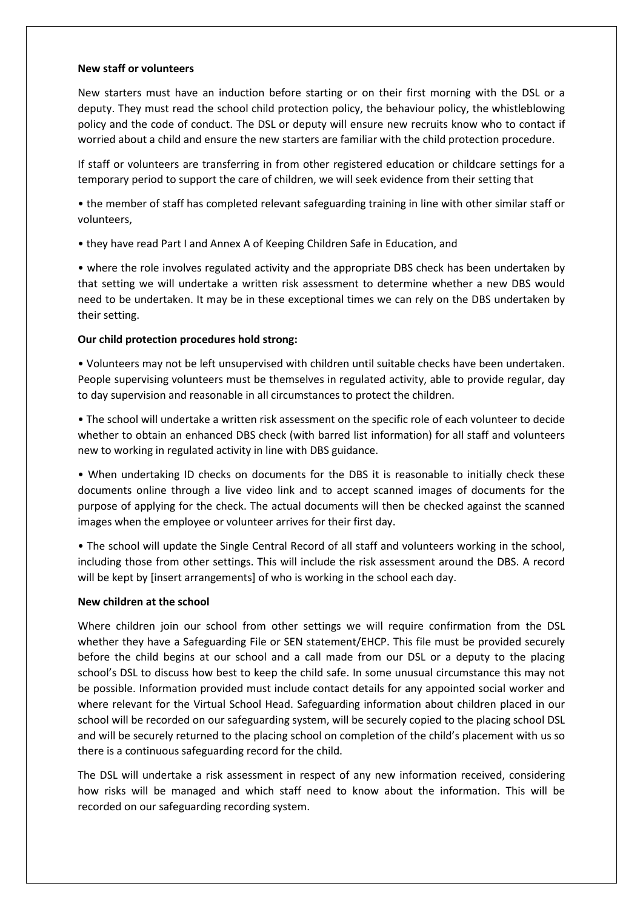**New staff or volunteers**

New starters must have an induction before starting or on their first morning with the DSL or a deputy. They must read the school child protection policy, the behaviour policy, the whistleblowing policy and the code of conduct. The DSL or deputy will ensure new recruits know who to contact if worried about a child and ensure the new starters are familiar with the child protection procedure.

If staff or volunteers are transferring in from other registered education or childcare settings for a temporary period to support the care of children, we will seek evidence from their setting that

• the member of staff has completed relevant safeguarding training in line with other similar staff or volunteers,

• they have read Part I and Annex A of Keeping Children Safe in Education, and

• where the role involves regulated activity and the appropriate DBS check has been undertaken by that setting we will undertake a written risk assessment to determine whether a new DBS would need to be undertaken. It may be in these exceptional times we can rely on the DBS undertaken by their setting.

**Our child protection procedures hold strong:**

• Volunteers may not be left unsupervised with children until suitable checks have been undertaken. People supervising volunteers must be themselves in regulated activity, able to provide regular, day to day supervision and reasonable in all circumstances to protect the children.

• The school will undertake a written risk assessment on the specific role of each volunteer to decide whether to obtain an enhanced DBS check (with barred list information) for all staff and volunteers new to working in regulated activity in line with DBS guidance.

• When undertaking ID checks on documents for the DBS it is reasonable to initially check these documents online through a live video link and to accept scanned images of documents for the purpose of applying for the check. The actual documents will then be checked against the scanned images when the employee or volunteer arrives for their first day.

• The school will update the Single Central Record of all staff and volunteers working in the school, including those from other settings. This will include the risk assessment around the DBS. A record will be kept by [insert arrangements] of who is working in the school each day.

**New children at the school**

Where children join our school from other settings we will require confirmation from the DSL whether they have a Safeguarding File or SEN statement/EHCP. This file must be provided securely before the child begins at our school and a call made from our DSL or a deputy to the placing school's DSL to discuss how best to keep the child safe. In some unusual circumstance this may not be possible. Information provided must include contact details for any appointed social worker and where relevant for the Virtual School Head. Safeguarding information about children placed in our school will be recorded on our safeguarding system, will be securely copied to the placing school DSL and will be securely returned to the placing school on completion of the child's placement with us so there is a continuous safeguarding record for the child.

The DSL will undertake a risk assessment in respect of any new information received, considering how risks will be managed and which staff need to know about the information. This will be recorded on our safeguarding recording system.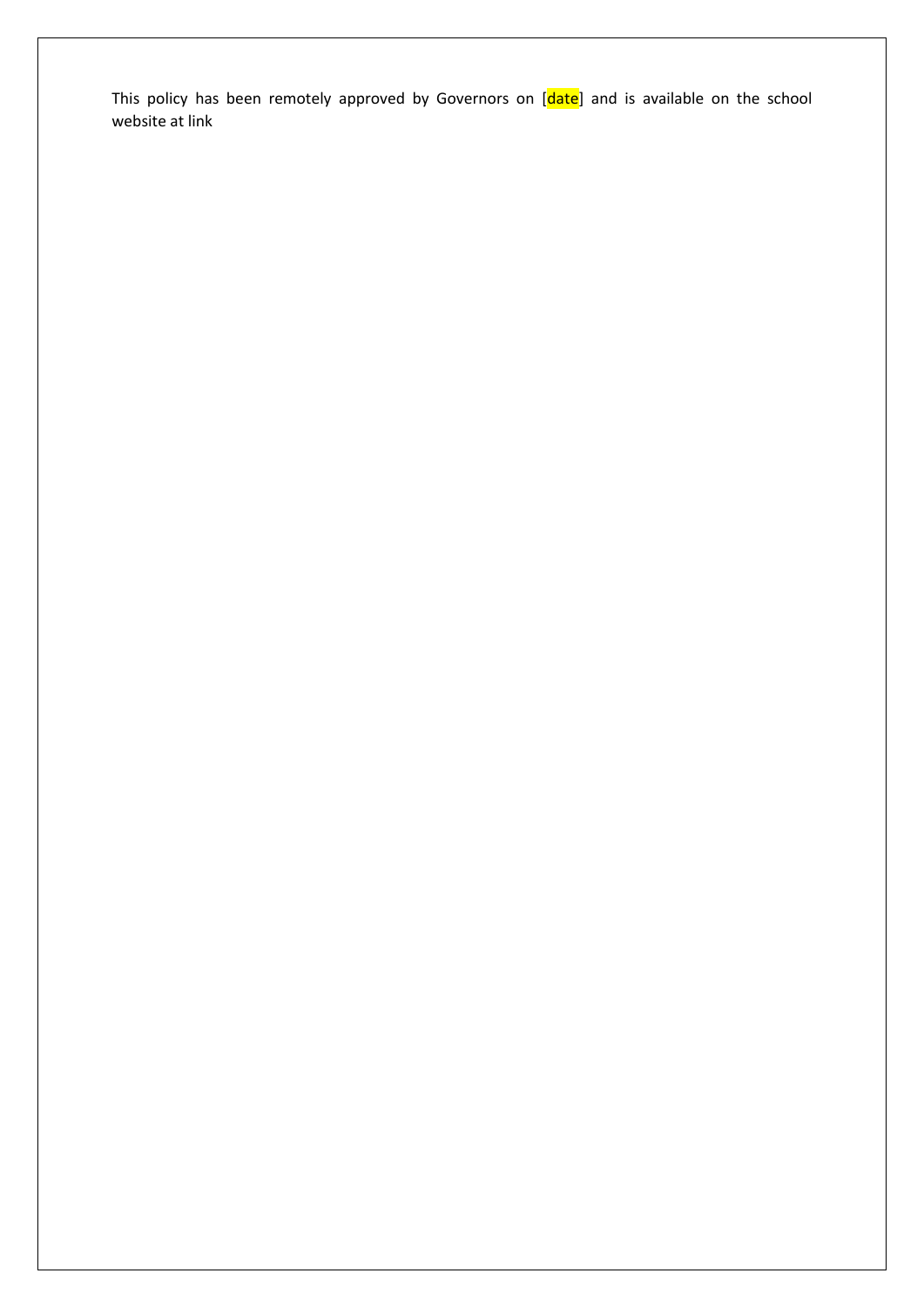This policy has been remotely approved by Governors on [date] and is available on the school website at link